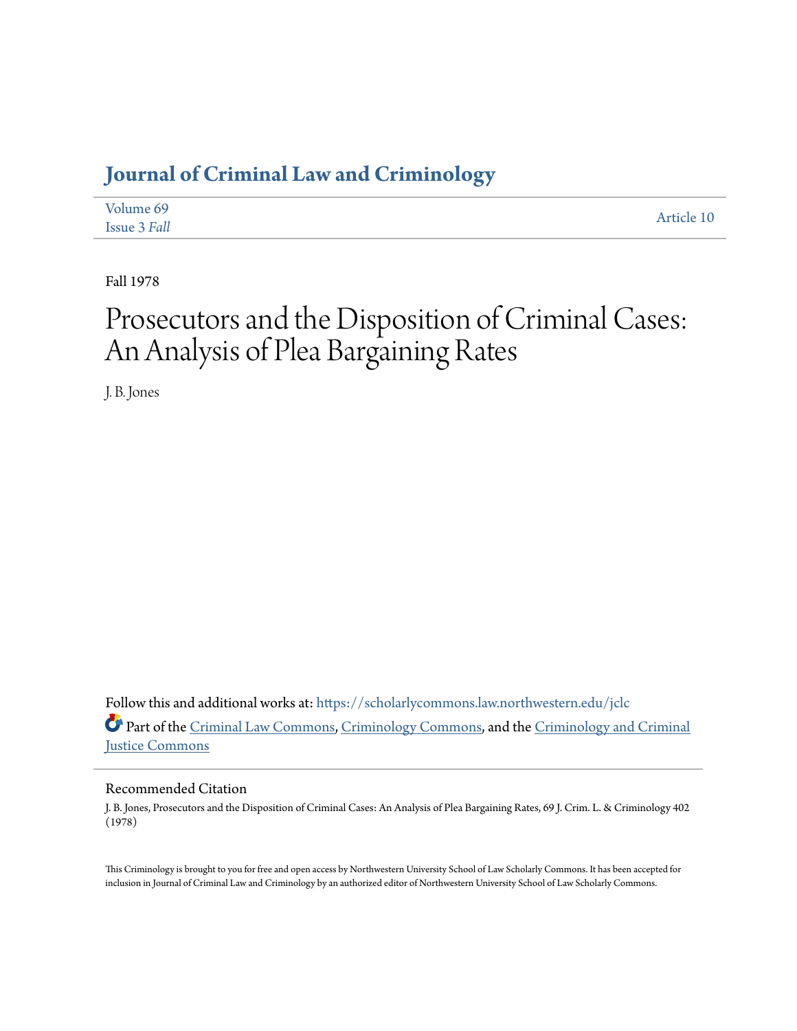# Journal of Criminal Law and Criminology

Volume 69
Issue 3 *Fall*

Article 10

Fall 1978

# Prosecutors and the Disposition of Criminal Cases: An Analysis of Plea Bargaining Rates

J. B. Jones

Follow this and additional works at: https://scholarlycommons.law.northwestern.edu/jclc

Part of the Criminal Law Commons, Criminology Commons, and the Criminology and Criminal Justice Commons

## Recommended Citation

J. B. Jones, Prosecutors and the Disposition of Criminal Cases: An Analysis of Plea Bargaining Rates, 69 J. Crim. L. & Criminology 402 (1978)

This Criminology is brought to you for free and open access by Northwestern University School of Law Scholarly Commons. It has been accepted for inclusion in Journal of Criminal Law and Criminology by an authorized editor of Northwestern University School of Law Scholarly Commons.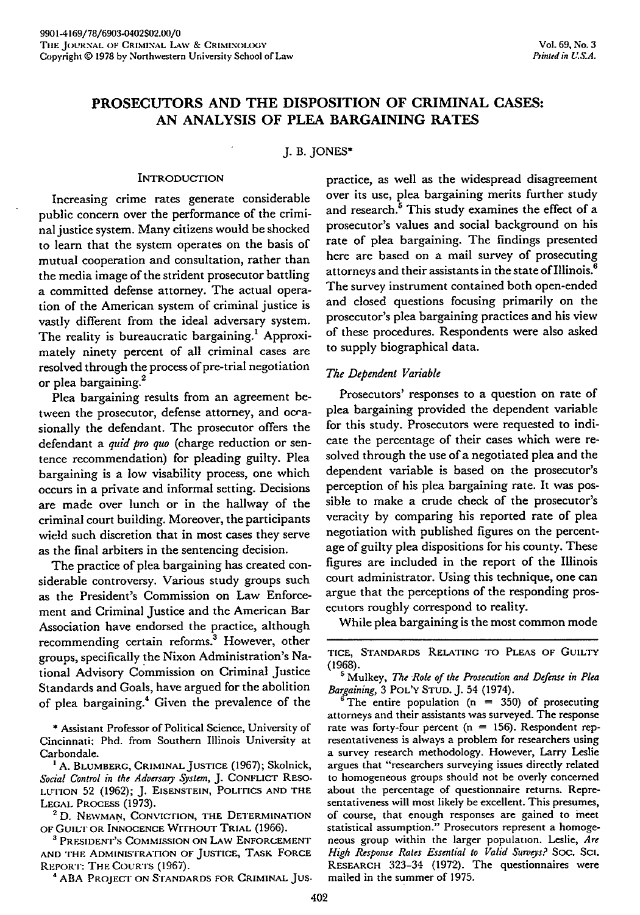# PROSECUTORS AND THE DISPOSITION OF CRIMINAL CASES: AN ANALYSIS OF PLEA BARGAINING RATES

J. B. JONES*

## INTRODUCTION

Increasing crime rates generate considerable public concern over the performance of the criminal justice system. Many citizens would be shocked to learn that the system operates on the basis of mutual cooperation and consultation, rather than the media image of the strident prosecutor battling a committed defense attorney. The actual operation of the American system of criminal justice is vastly different from the ideal adversary system. The reality is bureaucratic bargaining.[1] Approximately ninety percent of all criminal cases are resolved through the process of pre-trial negotiation or plea bargaining.[2]

Plea bargaining results from an agreement between the prosecutor, defense attorney, and occasionally the defendant. The prosecutor offers the defendant a *quid pro quo* (charge reduction or sentence recommendation) for pleading guilty. Plea bargaining is a low visability process, one which occurs in a private and informal setting. Decisions are made over lunch or in the hallway of the criminal court building. Moreover, the participants wield such discretion that in most cases they serve as the final arbiters in the sentencing decision.

The practice of plea bargaining has created considerable controversy. Various study groups such as the President's Commission on Law Enforcement and Criminal Justice and the American Bar Association have endorsed the practice, although recommending certain reforms.[3] However, other groups, specifically the Nixon Administration's National Advisory Commission on Criminal Justice Standards and Goals, have argued for the abolition of plea bargaining.[4] Given the prevalence of the practice, as well as the widespread disagreement over its use, plea bargaining merits further study and research.[5] This study examines the effect of a prosecutor's values and social background on his rate of plea bargaining. The findings presented here are based on a mail survey of prosecuting attorneys and their assistants in the state of Illinois.[6] The survey instrument contained both open-ended and closed questions focusing primarily on the prosecutor's plea bargaining practices and his view of these procedures. Respondents were also asked to supply biographical data.

### *The Dependent Variable*

Prosecutors' responses to a question on rate of plea bargaining provided the dependent variable for this study. Prosecutors were requested to indicate the percentage of their cases which were resolved through the use of a negotiated plea and the dependent variable is based on the prosecutor's perception of his plea bargaining rate. It was possible to make a crude check of the prosecutor's veracity by comparing his reported rate of plea negotiation with published figures on the percentage of guilty plea dispositions for his county. These figures are included in the report of the Illinois court administrator. Using this technique, one can argue that the perceptions of the responding prosecutors roughly correspond to reality.

While plea bargaining is the most common mode

---

\* Assistant Professor of Political Science, University of Cincinnati; Phd. from Southern Illinois University at Carbondale.

[1] A. BLUMBERG, CRIMINAL JUSTICE (1967); Skolnick, *Social Control in the Adversary System*, J. CONFLICT RESOLUTION 52 (1962); J. EISENSTEIN, POLITICS AND THE LEGAL PROCESS (1973).

[2] D. NEWMAN, CONVICTION, THE DETERMINATION OF GUILT OR INNOCENCE WITHOUT TRIAL (1966).

[3] PRESIDENT'S COMMISSION ON LAW ENFORCEMENT AND THE ADMINISTRATION OF JUSTICE, TASK FORCE REPORT: THE COURTS (1967).

[4] ABA PROJECT ON STANDARDS FOR CRIMINAL JUSTICE, STANDARDS RELATING TO PLEAS OF GUILTY (1968).

[5] Mulkey, *The Role of the Prosecution and Defense in Plea Bargaining*, 3 POL'Y STUD. J. 54 (1974).

[6] The entire population (n = 350) of prosecuting attorneys and their assistants was surveyed. The response rate was forty-four percent (n = 156). Respondent representativeness is always a problem for researchers using a survey research methodology. However, Larry Leslie argues that "researchers surveying issues directly related to homogeneous groups should not be overly concerned about the percentage of questionnaire returns. Representativeness will most likely be excellent. This presumes, of course, that enough responses are gained to meet statistical assumption." Prosecutors represent a homogeneous group within the larger population. Leslie, *Are High Response Rates Essential to Valid Surveys?* SOC. SCI. RESEARCH 323-34 (1972). The questionnaires were mailed in the summer of 1975.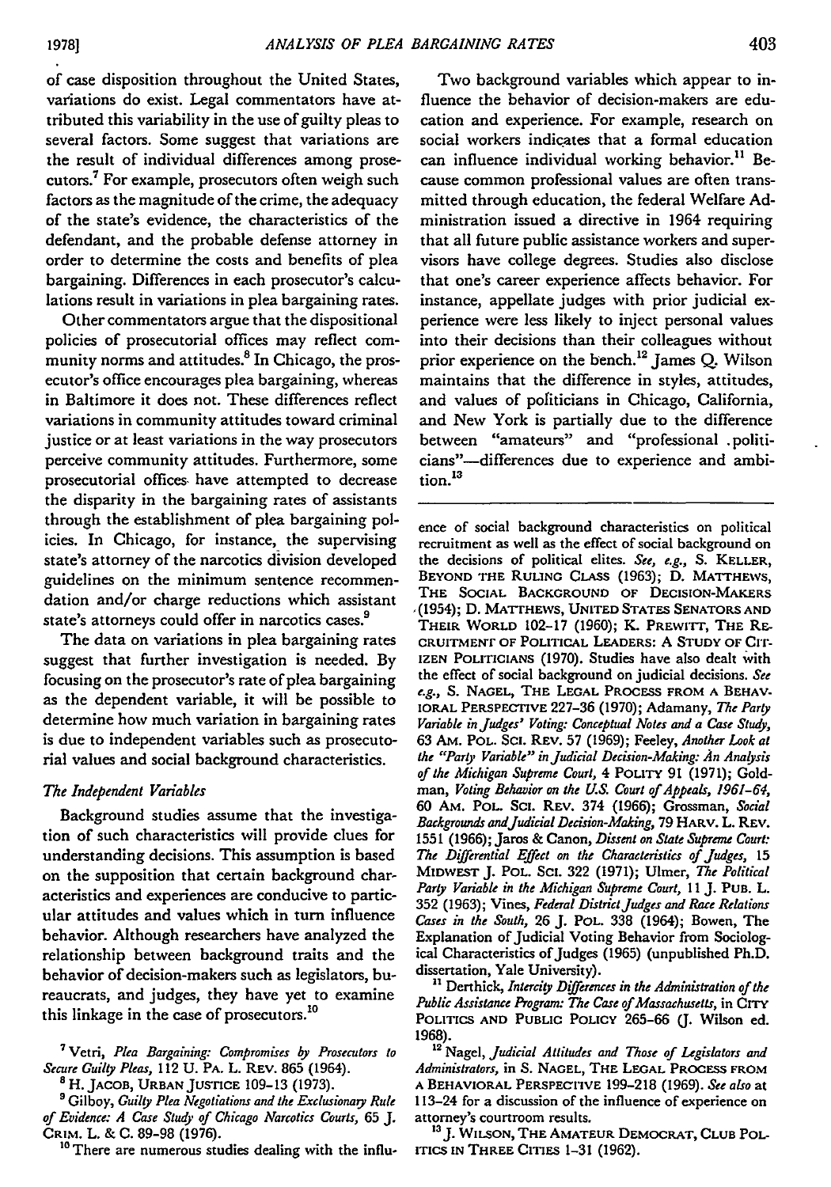of case disposition throughout the United States, variations do exist. Legal commentators have attributed this variability in the use of guilty pleas to several factors. Some suggest that variations are the result of individual differences among prosecutors.[7] For example, prosecutors often weigh such factors as the magnitude of the crime, the adequacy of the state's evidence, the characteristics of the defendant, and the probable defense attorney in order to determine the costs and benefits of plea bargaining. Differences in each prosecutor's calculations result in variations in plea bargaining rates.

Other commentators argue that the dispositional policies of prosecutorial offices may reflect community norms and attitudes.[8] In Chicago, the prosecutor's office encourages plea bargaining, whereas in Baltimore it does not. These differences reflect variations in community attitudes toward criminal justice or at least variations in the way prosecutors perceive community attitudes. Furthermore, some prosecutorial offices have attempted to decrease the disparity in the bargaining rates of assistants through the establishment of plea bargaining policies. In Chicago, for instance, the supervising state's attorney of the narcotics division developed guidelines on the minimum sentence recommendation and/or charge reductions which assistant state's attorneys could offer in narcotics cases.[9]

The data on variations in plea bargaining rates suggest that further investigation is needed. By focusing on the prosecutor's rate of plea bargaining as the dependent variable, it will be possible to determine how much variation in bargaining rates is due to independent variables such as prosecutorial values and social background characteristics.

### *The Independent Variables*

Background studies assume that the investigation of such characteristics will provide clues for understanding decisions. This assumption is based on the supposition that certain background characteristics and experiences are conducive to particular attitudes and values which in turn influence behavior. Although researchers have analyzed the relationship between background traits and the behavior of decision-makers such as legislators, bureaucrats, and judges, they have yet to examine this linkage in the case of prosecutors.[10]

Two background variables which appear to influence the behavior of decision-makers are education and experience. For example, research on social workers indicates that a formal education can influence individual working behavior.[11] Because common professional values are often transmitted through education, the federal Welfare Administration issued a directive in 1964 requiring that all future public assistance workers and supervisors have college degrees. Studies also disclose that one's career experience affects behavior. For instance, appellate judges with prior judicial experience were less likely to inject personal values into their decisions than their colleagues without prior experience on the bench.[12] James Q. Wilson maintains that the difference in styles, attitudes, and values of politicians in Chicago, California, and New York is partially due to the difference between "amateurs" and "professional politicians"—differences due to experience and ambition.[13]

---

[7] Vetri, *Plea Bargaining: Compromises by Prosecutors to Secure Guilty Pleas*, 112 U. PA. L. REV. 865 (1964).

[8] H. JACOB, URBAN JUSTICE 109-13 (1973).

[9] Gilboy, *Guilty Plea Negotiations and the Exclusionary Rule of Evidence: A Case Study of Chicago Narcotics Courts*, 65 J. CRIM. L. & C. 89-98 (1976).

[10] There are numerous studies dealing with the influence of social background characteristics on political recruitment as well as the effect of social background on the decisions of political elites. *See, e.g.*, S. KELLER, BEYOND THE RULING CLASS (1963); D. MATTHEWS, THE SOCIAL BACKGROUND OF DECISION-MAKERS (1954); D. MATTHEWS, UNITED STATES SENATORS AND THEIR WORLD 102-17 (1960); K. PREWITT, THE RECRUITMENT OF POLITICAL LEADERS: A STUDY OF CITIZEN POLITICIANS (1970). Studies have also dealt with the effect of social background on judicial decisions. *See e.g.*, S. NAGEL, THE LEGAL PROCESS FROM A BEHAVIORAL PERSPECTIVE 227-36 (1970); Adamany, *The Party Variable in Judges' Voting: Conceptual Notes and a Case Study*, 63 AM. POL. SCI. REV. 57 (1969); Feeley, *Another Look at the "Party Variable" in Judicial Decision-Making: An Analysis of the Michigan Supreme Court*, 4 POLITY 91 (1971); Goldman, *Voting Behavior on the U.S. Court of Appeals, 1961-64*, 60 AM. POL. SCI. REV. 374 (1966); Grossman, *Social Backgrounds and Judicial Decision-Making*, 79 HARV. L. REV. 1551 (1966); Jaros & Canon, *Dissent on State Supreme Court: The Differential Effect on the Characteristics of Judges*, 15 MIDWEST J. POL. SCI. 322 (1971); Ulmer, *The Political Party Variable in the Michigan Supreme Court*, 11 J. PUB. L. 352 (1963); Vines, *Federal District Judges and Race Relations Cases in the South*, 26 J. POL. 338 (1964); Bowen, The Explanation of Judicial Voting Behavior from Sociological Characteristics of Judges (1965) (unpublished Ph.D. dissertation, Yale University).

[11] Derthick, *Intercity Differences in the Administration of the Public Assistance Program: The Case of Massachusetts*, in CITY POLITICS AND PUBLIC POLICY 265-66 (J. Wilson ed. 1968).

[12] Nagel, *Judicial Attitudes and Those of Legislators and Administrators*, in S. NAGEL, THE LEGAL PROCESS FROM A BEHAVIORAL PERSPECTIVE 199-218 (1969). *See also* at 113-24 for a discussion of the influence of experience on attorney's courtroom results.

[13] J. WILSON, THE AMATEUR DEMOCRAT, CLUB POLITICS IN THREE CITIES 1-31 (1962).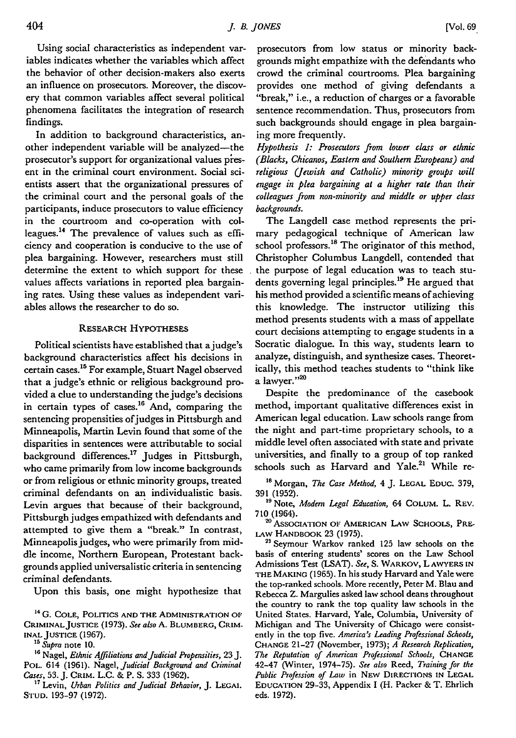Using social characteristics as independent variables indicates whether the variables which affect the behavior of other decision-makers also exerts an influence on prosecutors. Moreover, the discovery that common variables affect several political phenomena facilitates the integration of research findings.

In addition to background characteristics, another independent variable will be analyzed—the prosecutor's support for organizational values present in the criminal court environment. Social scientists assert that the organizational pressures of the criminal court and the personal goals of the participants, induce prosecutors to value efficiency in the courtroom and co-operation with colleagues.[14] The prevalence of values such as efficiency and cooperation is conducive to the use of plea bargaining. However, researchers must still determine the extent to which support for these values affects variations in reported plea bargaining rates. Using these values as independent variables allows the researcher to do so.

## RESEARCH HYPOTHESES

Political scientists have established that a judge's background characteristics affect his decisions in certain cases.[15] For example, Stuart Nagel observed that a judge's ethnic or religious background provided a clue to understanding the judge's decisions in certain types of cases.[16] And, comparing the sentencing propensities of judges in Pittsburgh and Minneapolis, Martin Levin found that some of the disparities in sentences were attributable to social background differences.[17] Judges in Pittsburgh, who came primarily from low income backgrounds or from religious or ethnic minority groups, treated criminal defendants on an individualistic basis. Levin argues that because of their background, Pittsburgh judges empathized with defendants and attempted to give them a "break." In contrast, Minneapolis judges, who were primarily from middle income, Northern European, Protestant backgrounds applied universalistic criteria in sentencing criminal defendants.

Upon this basis, one might hypothesize that prosecutors from low status or minority backgrounds might empathize with the defendants who crowd the criminal courtrooms. Plea bargaining provides one method of giving defendants a "break," i.e., a reduction of charges or a favorable sentence recommendation. Thus, prosecutors from such backgrounds should engage in plea bargaining more frequently.

*Hypothesis 1: Prosecutors from lower class or ethnic (Blacks, Chicanos, Eastern and Southern Europeans) and religious (Jewish and Catholic) minority groups will engage in plea bargaining at a higher rate than their colleagues from non-minority and middle or upper class backgrounds.*

The Langdell case method represents the primary pedagogical technique of American law school professors.[18] The originator of this method, Christopher Columbus Langdell, contended that the purpose of legal education was to teach students governing legal principles.[19] He argued that his method provided a scientific means of achieving this knowledge. The instructor utilizing this method presents students with a mass of appellate court decisions attempting to engage students in a Socratic dialogue. In this way, students learn to analyze, distinguish, and synthesize cases. Theoretically, this method teaches students to "think like a lawyer."[20]

Despite the predominance of the casebook method, important qualitative differences exist in American legal education. Law schools range from the night and part-time proprietary schools, to a middle level often associated with state and private universities, and finally to a group of top ranked schools such as Harvard and Yale.[21] While re-

---

[14] G. COLE, POLITICS AND THE ADMINISTRATION OF CRIMINAL JUSTICE (1973). *See also* A. BLUMBERG, CRIMINAL JUSTICE (1967).

[15] *Supra* note 10.

[16] Nagel, *Ethnic Affiliations and Judicial Propensities*, 23 J. POL. 614 (1961). Nagel, *Judicial Background and Criminal Cases*, 53. J. CRIM. L.C. & P. S. 333 (1962).

[17] Levin, *Urban Politics and Judicial Behavior*, J. LEGAL STUD. 193-97 (1972).

[18] Morgan, *The Case Method*, 4 J. LEGAL EDUC. 379, 391 (1952).

[19] Note, *Modern Legal Education*, 64 COLUM. L. REV. 710 (1964).

[20] ASSOCIATION OF AMERICAN LAW SCHOOLS, PRE-LAW HANDBOOK 23 (1975).

[21] Seymour Warkov ranked 125 law schools on the basis of entering students' scores on the Law School Admissions Test (LSAT). *See*, S. WARKOV, LAWYERS IN THE MAKING (1965). In his study Harvard and Yale were the top-ranked schools. More recently, Peter M. Blau and Rebecca Z. Margulies asked law school deans throughout the country to rank the top quality law schools in the United States. Harvard, Yale, Columbia, University of Michigan and The University of Chicago were consistently in the top five. *America's Leading Professional Schools*, CHANGE 21-27 (November, 1973); *A Research Replication, The Reputation of American Professional Schools*, CHANGE 42-47 (Winter, 1974-75). *See also* Reed, *Training for the Public Profession of Law* in NEW DIRECTIONS IN LEGAL EDUCATION 29-33, Appendix I (H. Packer & T. Ehrlich eds. 1972).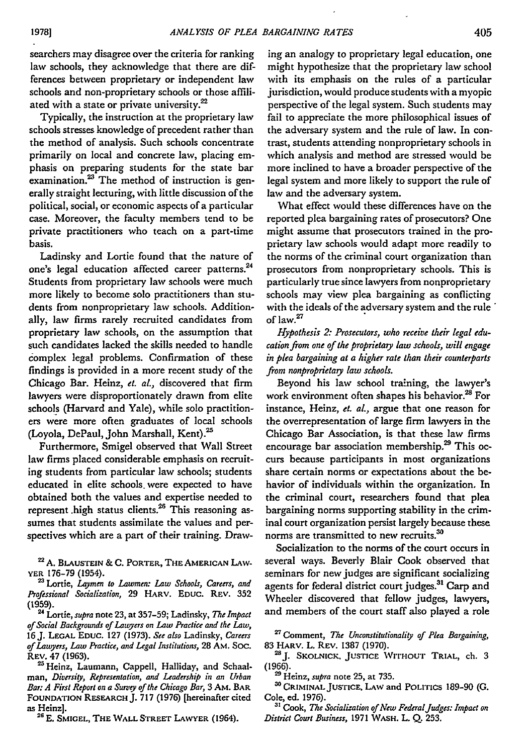searchers may disagree over the criteria for ranking law schools, they acknowledge that there are differences between proprietary or independent law schools and non-proprietary schools or those affiliated with a state or private university.[22]

Typically, the instruction at the proprietary law schools stresses knowledge of precedent rather than the method of analysis. Such schools concentrate primarily on local and concrete law, placing emphasis on preparing students for the state bar examination.[23] The method of instruction is generally straight lecturing, with little discussion of the political, social, or economic aspects of a particular case. Moreover, the faculty members tend to be private practitioners who teach on a part-time basis.

Ladinsky and Lortie found that the nature of one's legal education affected career patterns.[24] Students from proprietary law schools were much more likely to become solo practitioners than students from nonproprietary law schools. Additionally, law firms rarely recruited candidates from proprietary law schools, on the assumption that such candidates lacked the skills needed to handle complex legal problems. Confirmation of these findings is provided in a more recent study of the Chicago Bar. Heinz, *et. al.*, discovered that firm lawyers were disproportionately drawn from elite schools (Harvard and Yale), while solo practitioners were more often graduates of local schools (Loyola, DePaul, John Marshall, Kent).[25]

Furthermore, Smigel observed that Wall Street law firms placed considerable emphasis on recruiting students from particular law schools; students educated in elite schools were expected to have obtained both the values and expertise needed to represent high status clients.[26] This reasoning assumes that students assimilate the values and perspectives which are a part of their training. Drawing an analogy to proprietary legal education, one might hypothesize that the proprietary law school with its emphasis on the rules of a particular jurisdiction, would produce students with a myopic perspective of the legal system. Such students may fail to appreciate the more philosophical issues of the adversary system and the rule of law. In contrast, students attending nonproprietary schools in which analysis and method are stressed would be more inclined to have a broader perspective of the legal system and more likely to support the rule of law and the adversary system.

What effect would these differences have on the reported plea bargaining rates of prosecutors? One might assume that prosecutors trained in the proprietary law schools would adapt more readily to the norms of the criminal court organization than prosecutors from nonproprietary schools. This is particularly true since lawyers from nonproprietary schools may view plea bargaining as conflicting with the ideals of the adversary system and the rule of law.[27]

*Hypothesis 2: Prosecutors, who receive their legal education from one of the proprietary law schools, will engage in plea bargaining at a higher rate than their counterparts from nonproprietary law schools.*

Beyond his law school training, the lawyer's work environment often shapes his behavior.[28] For instance, Heinz, *et. al.*, argue that one reason for the overrepresentation of large firm lawyers in the Chicago Bar Association, is that these law firms encourage bar association membership.[29] This occurs because participants in most organizations share certain norms or expectations about the behavior of individuals within the organization. In the criminal court, researchers found that plea bargaining norms supporting stability in the criminal court organization persist largely because these norms are transmitted to new recruits.[30]

Socialization to the norms of the court occurs in several ways. Beverly Blair Cook observed that seminars for new judges are significant socializing agents for federal district court judges.[31] Carp and Wheeler discovered that fellow judges, lawyers, and members of the court staff also played a role

[22] A. BLAUSTEIN & C. PORTER, THE AMERICAN LAWYER 176-79 (1954).

[23] Lortie, *Laymen to Lawmen: Law Schools, Careers, and Professional Socialization*, 29 HARV. EDUC. REV. 352 (1959).

[24] Lortie, *supra* note 23, at 357-59; Ladinsky, *The Impact of Social Backgrounds of Lawyers on Law Practice and the Law*, 16 J. LEGAL EDUC. 127 (1973). *See also* Ladinsky, *Careers of Lawyers, Law Practice, and Legal Institutions*, 28 AM. SOC. REV. 47 (1963).

[25] Heinz, Laumann, Cappell, Halliday, and Schaalman, *Diversity, Representation, and Leadership in an Urban Bar: A First Report on a Survey of the Chicago Bar*, 3 AM. BAR FOUNDATION RESEARCH J. 717 (1976) [hereinafter cited as Heinz].

[26] E. SMIGEL, THE WALL STREET LAWYER (1964).

[27] Comment, *The Unconstitutionality of Plea Bargaining*, 83 HARV. L. REV. 1387 (1970).

[28] J. SKOLNICK, JUSTICE WITHOUT TRIAL, ch. 3 (1966).

[29] Heinz, *supra* note 25, at 735.

[30] CRIMINAL JUSTICE, LAW and POLITICS 189-90 (G. Cole, ed. 1976).

[31] Cook, *The Socialization of New Federal Judges: Impact on District Court Business*, 1971 WASH. L. Q. 253.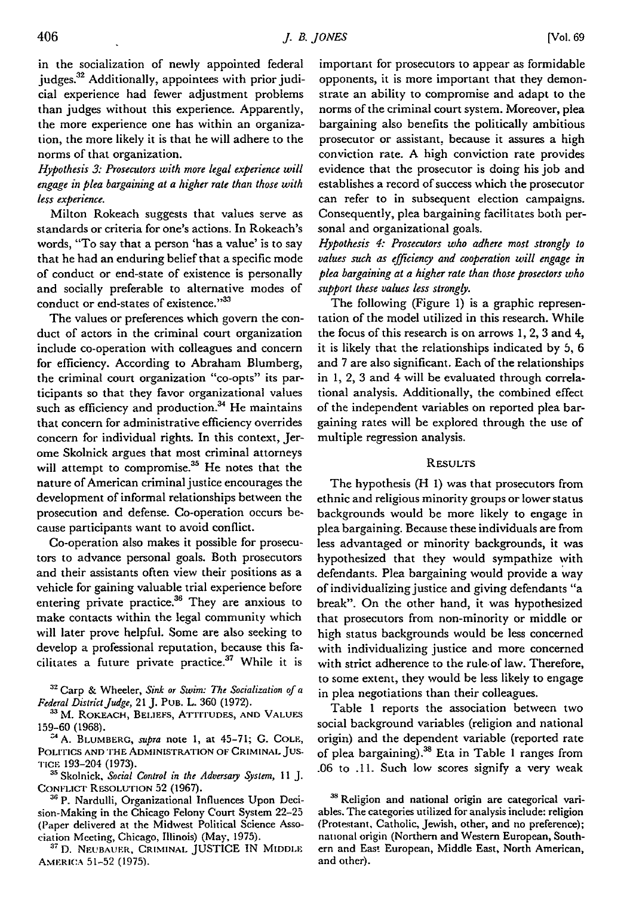in the socialization of newly appointed federal judges.[32] Additionally, appointees with prior judicial experience had fewer adjustment problems than judges without this experience. Apparently, the more experience one has within an organization, the more likely it is that he will adhere to the norms of that organization.

*Hypothesis 3: Prosecutors with more legal experience will engage in plea bargaining at a higher rate than those with less experience.*

Milton Rokeach suggests that values serve as standards or criteria for one's actions. In Rokeach's words, "To say that a person 'has a value' is to say that he had an enduring belief that a specific mode of conduct or end-state of existence is personally and socially preferable to alternative modes of conduct or end-states of existence."[33]

The values or preferences which govern the conduct of actors in the criminal court organization include co-operation with colleagues and concern for efficiency. According to Abraham Blumberg, the criminal court organization "co-opts" its participants so that they favor organizational values such as efficiency and production.[34] He maintains that concern for administrative efficiency overrides concern for individual rights. In this context, Jerome Skolnick argues that most criminal attorneys will attempt to compromise.[35] He notes that the nature of American criminal justice encourages the development of informal relationships between the prosecution and defense. Co-operation occurs because participants want to avoid conflict.

Co-operation also makes it possible for prosecutors to advance personal goals. Both prosecutors and their assistants often view their positions as a vehicle for gaining valuable trial experience before entering private practice.[36] They are anxious to make contacts within the legal community which will later prove helpful. Some are also seeking to develop a professional reputation, because this facilitates a future private practice.[37] While it is important for prosecutors to appear as formidable opponents, it is more important that they demonstrate an ability to compromise and adapt to the norms of the criminal court system. Moreover, plea bargaining also benefits the politically ambitious prosecutor or assistant, because it assures a high conviction rate. A high conviction rate provides evidence that the prosecutor is doing his job and establishes a record of success which the prosecutor can refer to in subsequent election campaigns. Consequently, plea bargaining facilitates both personal and organizational goals.

*Hypothesis 4: Prosecutors who adhere most strongly to values such as efficiency and cooperation will engage in plea bargaining at a higher rate than those prosectors who support these values less strongly.*

The following (Figure 1) is a graphic representation of the model utilized in this research. While the focus of this research is on arrows 1, 2, 3 and 4, it is likely that the relationships indicated by 5, 6 and 7 are also significant. Each of the relationships in 1, 2, 3 and 4 will be evaluated through correlational analysis. Additionally, the combined effect of the independent variables on reported plea bargaining rates will be explored through the use of multiple regression analysis.

## RESULTS

The hypothesis (H 1) was that prosecutors from ethnic and religious minority groups or lower status backgrounds would be more likely to engage in plea bargaining. Because these individuals are from less advantaged or minority backgrounds, it was hypothesized that they would sympathize with defendants. Plea bargaining would provide a way of individualizing justice and giving defendants "a break". On the other hand, it was hypothesized that prosecutors from non-minority or middle or high status backgrounds would be less concerned with individualizing justice and more concerned with strict adherence to the rule of law. Therefore, to some extent, they would be less likely to engage in plea negotiations than their colleagues.

Table 1 reports the association between two social background variables (religion and national origin) and the dependent variable (reported rate of plea bargaining).[38] Eta in Table 1 ranges from .06 to .11. Such low scores signify a very weak

---

[32] Carp & Wheeler, *Sink or Swim: The Socialization of a Federal District Judge*, 21 J. PUB. L. 360 (1972).

[33] M. ROKEACH, BELIEFS, ATTITUDES, AND VALUES 159–60 (1968).

[34] A. BLUMBERG, *supra* note 1, at 45–71; G. COLE, POLITICS AND THE ADMINISTRATION OF CRIMINAL JUSTICE 193–204 (1973).

[35] Skolnick, *Social Control in the Adversary System*, 11 J. CONFLICT RESOLUTION 52 (1967).

[36] P. Nardulli, Organizational Influences Upon Decision-Making in the Chicago Felony Court System 22–25 (Paper delivered at the Midwest Political Science Association Meeting, Chicago, Illinois) (May, 1975).

[37] D. NEUBAUER, CRIMINAL JUSTICE IN MIDDLE AMERICA 51–52 (1975).

[38] Religion and national origin are categorical variables. The categories utilized for analysis include: religion (Protestant, Catholic, Jewish, other, and no preference); national origin (Northern and Western European, Southern and East European, Middle East, North American, and other).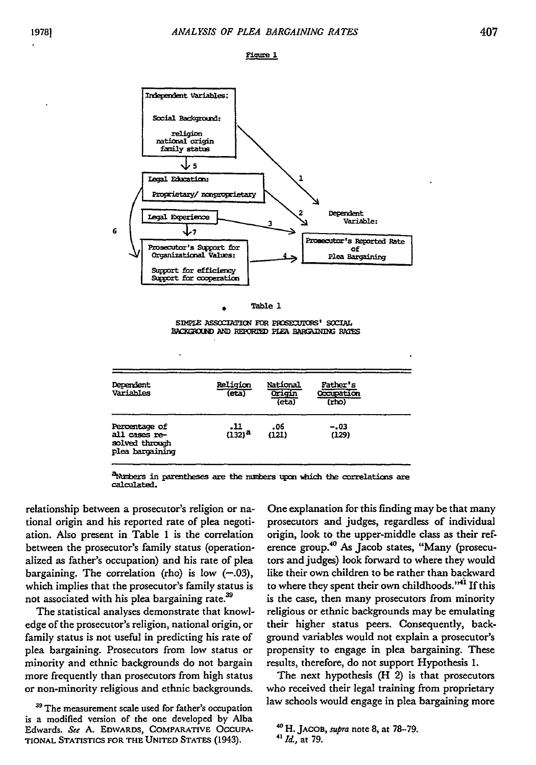Figure 1

Independent Variables:

Social Background:

religion
national origin
family status

↓ 5

Legal Education:

Proprietary/ nonproprietary

Legal Experience

↓ 7

Prosecutor's Support for Organizational Values:

Support for efficiency
Support for cooperation

Dependent Variable:

Prosecutor's Reported Rate of Plea Bargaining

(Arrows: 1 — Social Background → Dependent Variable; 2 — Legal Education → Dependent Variable; 3 — Legal Experience → Dependent Variable; 4 — Prosecutor's Support for Organizational Values → Dependent Variable; 5 — Social Background → Legal Education; 6 — Legal Education → Prosecutor's Support for Organizational Values; 7 — Legal Experience → Prosecutor's Support for Organizational Values)

Table 1

SIMPLE ASSOCIATION FOR PROSECUTORS' SOCIAL BACKGROUND AND REPORTED PLEA BARGAINING RATES

| Dependent Variables | Religion (eta) | National Origin (eta) | Father's Occupation (rho) |
|---|---|---|---|
| Percentage of all cases resolved through plea bargaining | .11 (132)[a] | .06 (121) | -.03 (129) |

[a]Numbers in parentheses are the numbers upon which the correlations are calculated.

relationship between a prosecutor's religion or national origin and his reported rate of plea negotiation. Also present in Table 1 is the correlation between the prosecutor's family status (operationalized as father's occupation) and his rate of plea bargaining. The correlation (rho) is low (−.03), which implies that the prosecutor's family status is not associated with his plea bargaining rate.[39]

The statistical analyses demonstrate that knowledge of the prosecutor's religion, national origin, or family status is not useful in predicting his rate of plea bargaining. Prosecutors from low status or minority and ethnic backgrounds do not bargain more frequently than prosecutors from high status or non-minority religious and ethnic backgrounds. One explanation for this finding may be that many prosecutors and judges, regardless of individual origin, look to the upper-middle class as their reference group.[40] As Jacob states, "Many (prosecutors and judges) look forward to where they would like their own children to be rather than backward to where they spent their own childhoods."[41] If this is the case, then many prosecutors from minority religious or ethnic backgrounds may be emulating their higher status peers. Consequently, background variables would not explain a prosecutor's propensity to engage in plea bargaining. These results, therefore, do not support Hypothesis 1.

The next hypothesis (H 2) is that prosecutors who received their legal training from proprietary law schools would engage in plea bargaining more

[39] The measurement scale used for father's occupation is a modified version of the one developed by Alba Edwards. *See* A. EDWARDS, COMPARATIVE OCCUPATIONAL STATISTICS FOR THE UNITED STATES (1943).

[40] H. JACOB, *supra* note 8, at 78–79.

[41] *Id.,* at 79.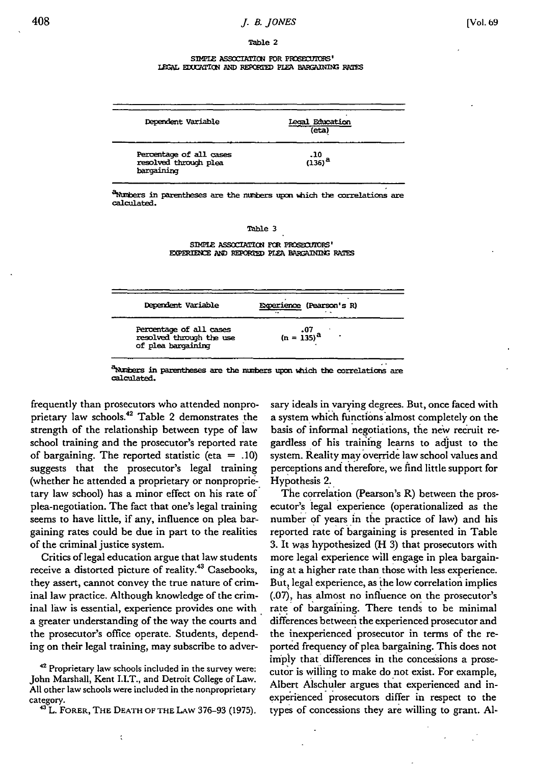Table 2

SIMPLE ASSOCIATION FOR PROSECUTORS' LEGAL EDUCATION AND REPORTED PLEA BARGAINING RATES

| Dependent Variable | Legal Education (eta) |
|---|---|
| Percentage of all cases resolved through plea bargaining | .10 (136)[a] |

[a] Numbers in parentheses are the numbers upon which the correlations are calculated.

Table 3

SIMPLE ASSOCIATION FOR PROSECUTORS' EXPERIENCE AND REPORTED PLEA BARGAINING RATES

| Dependent Variable | Experience (Pearson's R) |
|---|---|
| Percentage of all cases resolved through the use of plea bargaining | .07 (n = 135)[a] |

[a] Numbers in parentheses are the numbers upon which the correlations are calculated.

frequently than prosecutors who attended nonproprietary law schools.[42] Table 2 demonstrates the strength of the relationship between type of law school training and the prosecutor's reported rate of bargaining. The reported statistic (eta = .10) suggests that the prosecutor's legal training (whether he attended a proprietary or nonproprietary law school) has a minor effect on his rate of plea-negotiation. The fact that one's legal training seems to have little, if any, influence on plea bargaining rates could be due in part to the realities of the criminal justice system.

Critics of legal education argue that law students receive a distorted picture of reality.[43] Casebooks, they assert, cannot convey the true nature of criminal law practice. Although knowledge of the criminal law is essential, experience provides one with a greater understanding of the way the courts and the prosecutor's office operate. Students, depending on their legal training, may subscribe to adversary ideals in varying degrees. But, once faced with a system which functions almost completely on the basis of informal negotiations, the new recruit regardless of his training learns to adjust to the system. Reality may override law school values and perceptions and therefore, we find little support for Hypothesis 2.

The correlation (Pearson's R) between the prosecutor's legal experience (operationalized as the number of years in the practice of law) and his reported rate of bargaining is presented in Table 3. It was hypothesized (H 3) that prosecutors with more legal experience will engage in plea bargaining at a higher rate than those with less experience. But, legal experience, as the low correlation implies (.07), has almost no influence on the prosecutor's rate of bargaining. There tends to be minimal differences between the experienced prosecutor and the inexperienced prosecutor in terms of the reported frequency of plea bargaining. This does not imply that differences in the concessions a prosecutor is willing to make do not exist. For example, Albert Alschuler argues that experienced and inexperienced prosecutors differ in respect to the types of concessions they are willing to grant. Al-

[42] Proprietary law schools included in the survey were: John Marshall, Kent I.I.T., and Detroit College of Law. All other law schools were included in the nonproprietary category.

[43] L. Forer, The Death of the Law 376–93 (1975).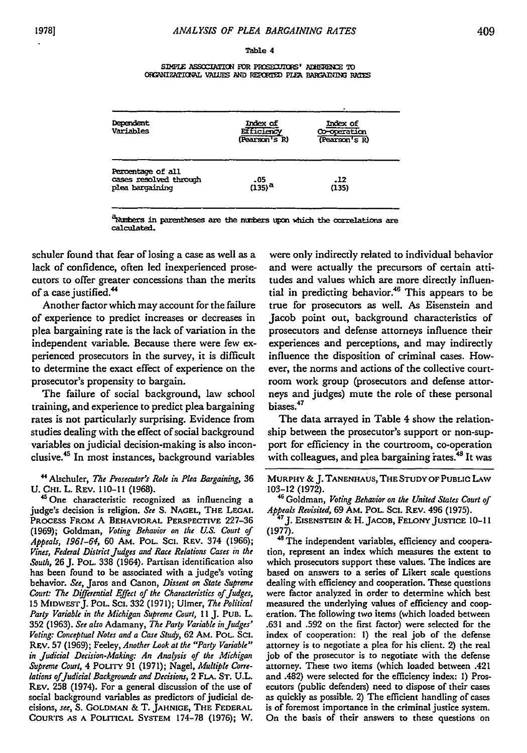Table 4

SIMPLE ASSOCIATION FOR PROSECUTORS' ADHERENCE TO ORGANIZATIONAL VALUES AND REPORTED PLEA BARGAINING RATES

| Dependent Variables | Index of Efficiency (Pearson's R) | Index of Co-operation (Pearson's R) |
|---|---|---|
| Percentage of all cases resolved through plea bargaining | .05 (135)[a] | .12 (135) |

[a]Numbers in parentheses are the numbers upon which the correlations are calculated.

schuler found that fear of losing a case as well as a lack of confidence, often led inexperienced prosecutors to offer greater concessions than the merits of a case justified.[44]

Another factor which may account for the failure of experience to predict increases or decreases in plea bargaining rate is the lack of variation in the independent variable. Because there were few experienced prosecutors in the survey, it is difficult to determine the exact effect of experience on the prosecutor's propensity to bargain.

The failure of social background, law school training, and experience to predict plea bargaining rates is not particularly surprising. Evidence from studies dealing with the effect of social background variables on judicial decision-making is also inconclusive.[45] In most instances, background variables were only indirectly related to individual behavior and were actually the precursors of certain attitudes and values which are more directly influential in predicting behavior.[46] This appears to be true for prosecutors as well. As Eisenstein and Jacob point out, background characteristics of prosecutors and defense attorneys influence their experiences and perceptions, and may indirectly influence the disposition of criminal cases. However, the norms and actions of the collective courtroom work group (prosecutors and defense attorneys and judges) mute the role of these personal biases.[47]

The data arrayed in Table 4 show the relationship between the prosecutor's support or non-support for efficiency in the courtroom, co-operation with colleagues, and plea bargaining rates.[48] It was

[44] Alschuler, *The Prosecutor's Role in Plea Bargaining*, 36 U. CHI. L. REV. 110-11 (1968).

[45] One characteristic recognized as influencing a judge's decision is religion. *See* S. NAGEL, THE LEGAL PROCESS FROM A BEHAVIORAL PERSPECTIVE 227-36 (1969); Goldman, *Voting Behavior on the U.S. Court of Appeals, 1961-64*, 60 AM. POL. SCI. REV. 374 (1966); *Vines, Federal District Judges and Race Relations Cases in the South*, 26 J. POL. 338 (1964). Partisan identification also has been found to be associated with a judge's voting behavior. *See*, Jaros and Canon, *Dissent on State Supreme Court: The Differential Effect of the Characteristics of Judges*, 15 MIDWEST J. POL. SCI. 332 (1971); Ulmer, *The Political Party Variable in the Michigan Supreme Court*, 11 J. PUB. L. 352 (1963). *See also* Adamany, *The Party Variable in Judges' Voting: Conceptual Notes and a Case Study*, 62 AM. POL. SCI. REV. 57 (1969); Feeley, *Another Look at the "Party Variable" in Judicial Decision-Making: An Analysis of the Michigan Supreme Court*, 4 POLITY 91 (1971); Nagel, *Multiple Correlations of Judicial Backgrounds and Decisions*, 2 FLA. ST. U.L. REV. 258 (1974). For a general discussion of the use of social background variables as predictors of judicial decisions, *see*, S. GOLDMAN & T. JAHNIGE, THE FEDERAL COURTS AS A POLITICAL SYSTEM 174-78 (1976); W. MURPHY & J. TANENHAUS, THE STUDY OF PUBLIC LAW 103-12 (1972).

[46] Goldman, *Voting Behavior on the United States Court of Appeals Revisited*, 69 AM. POL. SCI. REV. 496 (1975).

[47] J. EISENSTEIN & H. JACOB, FELONY JUSTICE 10-11 (1977).

[48] The independent variables, efficiency and cooperation, represent an index which measures the extent to which prosecutors support these values. The indices are based on answers to a series of Likert scale questions dealing with efficiency and cooperation. These questions were factor analyzed in order to determine which best measured the underlying values of efficiency and cooperation. The following two items (which loaded between .631 and .592 on the first factor) were selected for the index of cooperation: 1) the real job of the defense attorney is to negotiate a plea for his client. 2) the real job of the prosecutor is to negotiate with the defense attorney. These two items (which loaded between .421 and .482) were selected for the efficiency index: 1) Prosecutors (public defenders) need to dispose of their cases as quickly as possible. 2) The efficient handling of cases is of foremost importance in the criminal justice system. On the basis of their answers to these questions on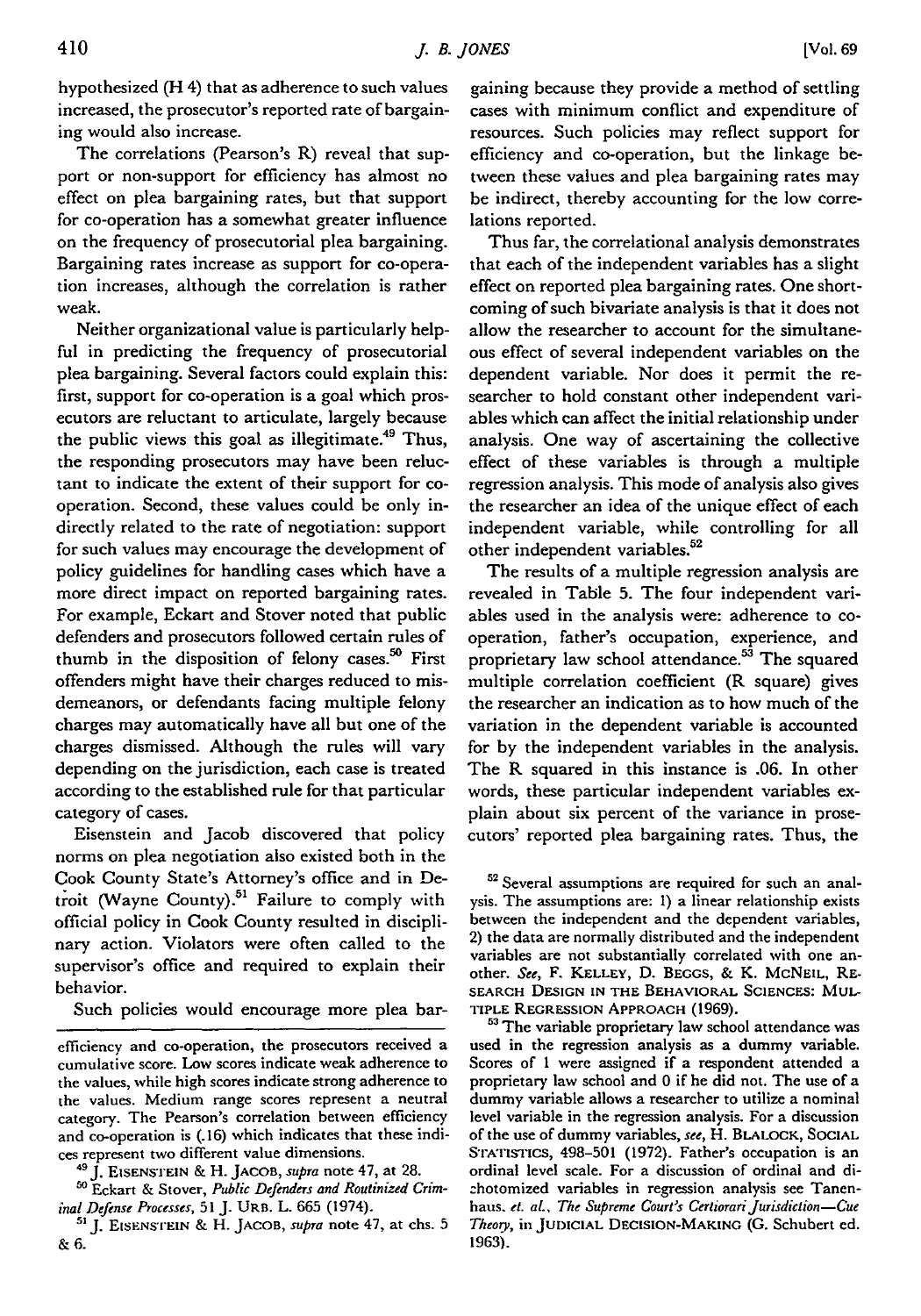hypothesized (H 4) that as adherence to such values increased, the prosecutor's reported rate of bargaining would also increase.

The correlations (Pearson's R) reveal that support or non-support for efficiency has almost no effect on plea bargaining rates, but that support for co-operation has a somewhat greater influence on the frequency of prosecutorial plea bargaining. Bargaining rates increase as support for co-operation increases, although the correlation is rather weak.

Neither organizational value is particularly helpful in predicting the frequency of prosecutorial plea bargaining. Several factors could explain this: first, support for co-operation is a goal which prosecutors are reluctant to articulate, largely because the public views this goal as illegitimate.[49] Thus, the responding prosecutors may have been reluctant to indicate the extent of their support for co-operation. Second, these values could be only indirectly related to the rate of negotiation: support for such values may encourage the development of policy guidelines for handling cases which have a more direct impact on reported bargaining rates. For example, Eckart and Stover noted that public defenders and prosecutors followed certain rules of thumb in the disposition of felony cases.[50] First offenders might have their charges reduced to misdemeanors, or defendants facing multiple felony charges may automatically have all but one of the charges dismissed. Although the rules will vary depending on the jurisdiction, each case is treated according to the established rule for that particular category of cases.

Eisenstein and Jacob discovered that policy norms on plea negotiation also existed both in the Cook County State's Attorney's office and in Detroit (Wayne County).[51] Failure to comply with official policy in Cook County resulted in disciplinary action. Violators were often called to the supervisor's office and required to explain their behavior.

Such policies would encourage more plea bargaining because they provide a method of settling cases with minimum conflict and expenditure of resources. Such policies may reflect support for efficiency and co-operation, but the linkage between these values and plea bargaining rates may be indirect, thereby accounting for the low correlations reported.

Thus far, the correlational analysis demonstrates that each of the independent variables has a slight effect on reported plea bargaining rates. One shortcoming of such bivariate analysis is that it does not allow the researcher to account for the simultaneous effect of several independent variables on the dependent variable. Nor does it permit the researcher to hold constant other independent variables which can affect the initial relationship under analysis. One way of ascertaining the collective effect of these variables is through a multiple regression analysis. This mode of analysis also gives the researcher an idea of the unique effect of each independent variable, while controlling for all other independent variables.[52]

The results of a multiple regression analysis are revealed in Table 5. The four independent variables used in the analysis were: adherence to co-operation, father's occupation, experience, and proprietary law school attendance.[53] The squared multiple correlation coefficient (R square) gives the researcher an indication as to how much of the variation in the dependent variable is accounted for by the independent variables in the analysis. The R squared in this instance is .06. In other words, these particular independent variables explain about six percent of the variance in prosecutors' reported plea bargaining rates. Thus, the

---

efficiency and co-operation, the prosecutors received a cumulative score. Low scores indicate weak adherence to the values, while high scores indicate strong adherence to the values. Medium range scores represent a neutral category. The Pearson's correlation between efficiency and co-operation is (.16) which indicates that these indices represent two different value dimensions.

[49] J. Eisenstein & H. Jacob, *supra* note 47, at 28.

[50] Eckart & Stover, *Public Defenders and Routinized Criminal Defense Processes*, 51 J. Urb. L. 665 (1974).

[51] J. Eisenstein & H. Jacob, *supra* note 47, at chs. 5 & 6.

[52] Several assumptions are required for such an analysis. The assumptions are: 1) a linear relationship exists between the independent and the dependent variables, 2) the data are normally distributed and the independent variables are not substantially correlated with one another. *See*, F. Kelley, D. Beggs, & K. McNeil, Research Design in the Behavioral Sciences: Multiple Regression Approach (1969).

[53] The variable proprietary law school attendance was used in the regression analysis as a dummy variable. Scores of 1 were assigned if a respondent attended a proprietary law school and 0 if he did not. The use of a dummy variable allows a researcher to utilize a nominal level variable in the regression analysis. For a discussion of the use of dummy variables, *see*, H. Blalock, Social Statistics, 498-501 (1972). Father's occupation is an ordinal level scale. For a discussion of ordinal and dichotomized variables in regression analysis see Tanenhaus. *et. al.*, *The Supreme Court's Certiorari Jurisdiction—Cue Theory*, in Judicial Decision-Making (G. Schubert ed. 1963).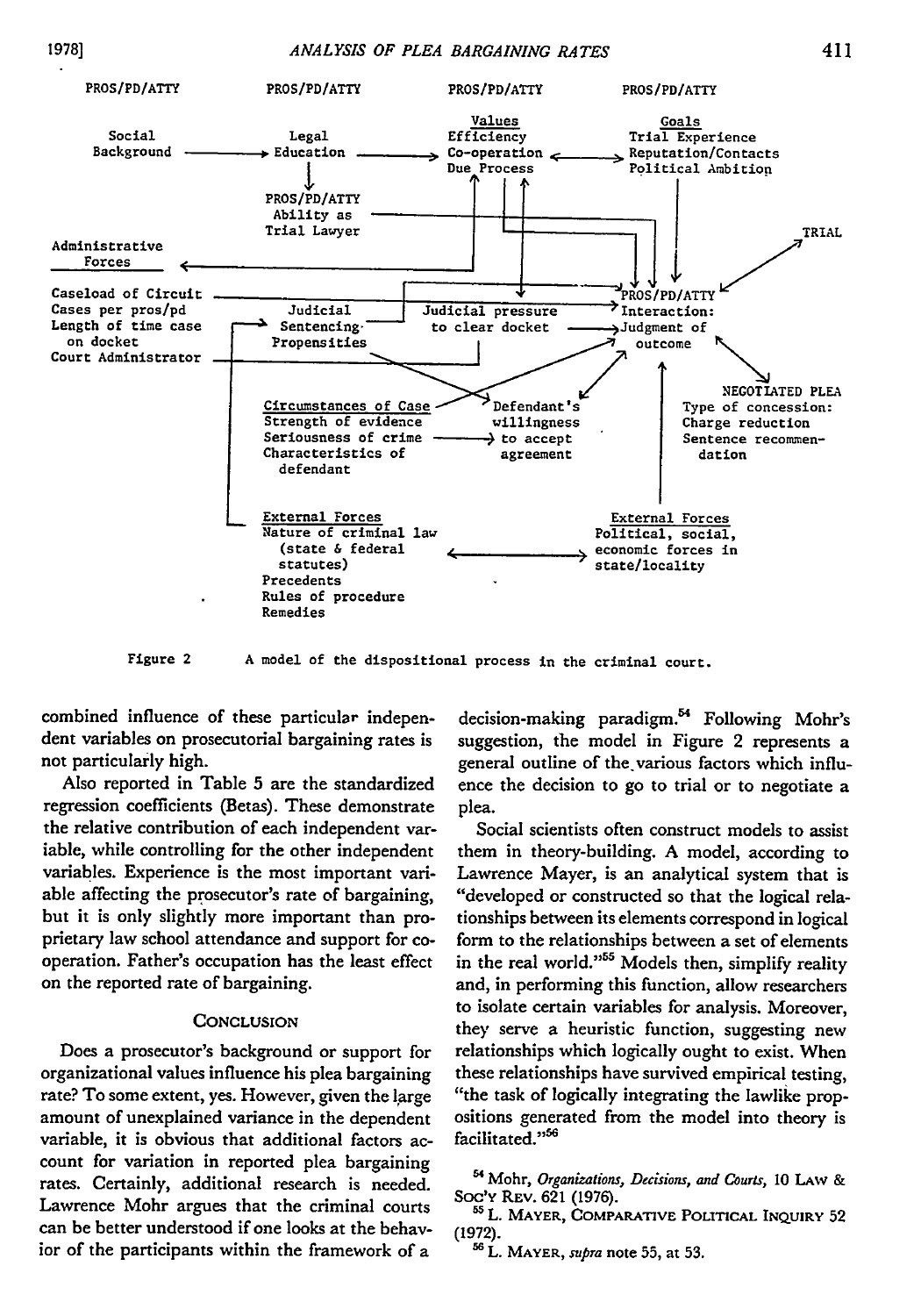Figure 2 A model of the dispositional process in the criminal court.

combined influence of these particular independent variables on prosecutorial bargaining rates is not particularly high.

Also reported in Table 5 are the standardized regression coefficients (Betas). These demonstrate the relative contribution of each independent variable, while controlling for the other independent variables. Experience is the most important variable affecting the prosecutor's rate of bargaining, but it is only slightly more important than proprietary law school attendance and support for cooperation. Father's occupation has the least effect on the reported rate of bargaining.

## CONCLUSION

Does a prosecutor's background or support for organizational values influence his plea bargaining rate? To some extent, yes. However, given the large amount of unexplained variance in the dependent variable, it is obvious that additional factors account for variation in reported plea bargaining rates. Certainly, additional research is needed. Lawrence Mohr argues that the criminal courts can be better understood if one looks at the behavior of the participants within the framework of a decision-making paradigm.[54] Following Mohr's suggestion, the model in Figure 2 represents a general outline of the various factors which influence the decision to go to trial or to negotiate a plea.

Social scientists often construct models to assist them in theory-building. A model, according to Lawrence Mayer, is an analytical system that is "developed or constructed so that the logical relationships between its elements correspond in logical form to the relationships between a set of elements in the real world."[55] Models then, simplify reality and, in performing this function, allow researchers to isolate certain variables for analysis. Moreover, they serve a heuristic function, suggesting new relationships which logically ought to exist. When these relationships have survived empirical testing, "the task of logically integrating the lawlike propositions generated from the model into theory is facilitated."[56]

[54] Mohr, *Organizations, Decisions, and Courts*, 10 LAW & SOC'Y REV. 621 (1976).

[55] L. MAYER, COMPARATIVE POLITICAL INQUIRY 52 (1972).

[56] L. MAYER, *supra* note 55, at 53.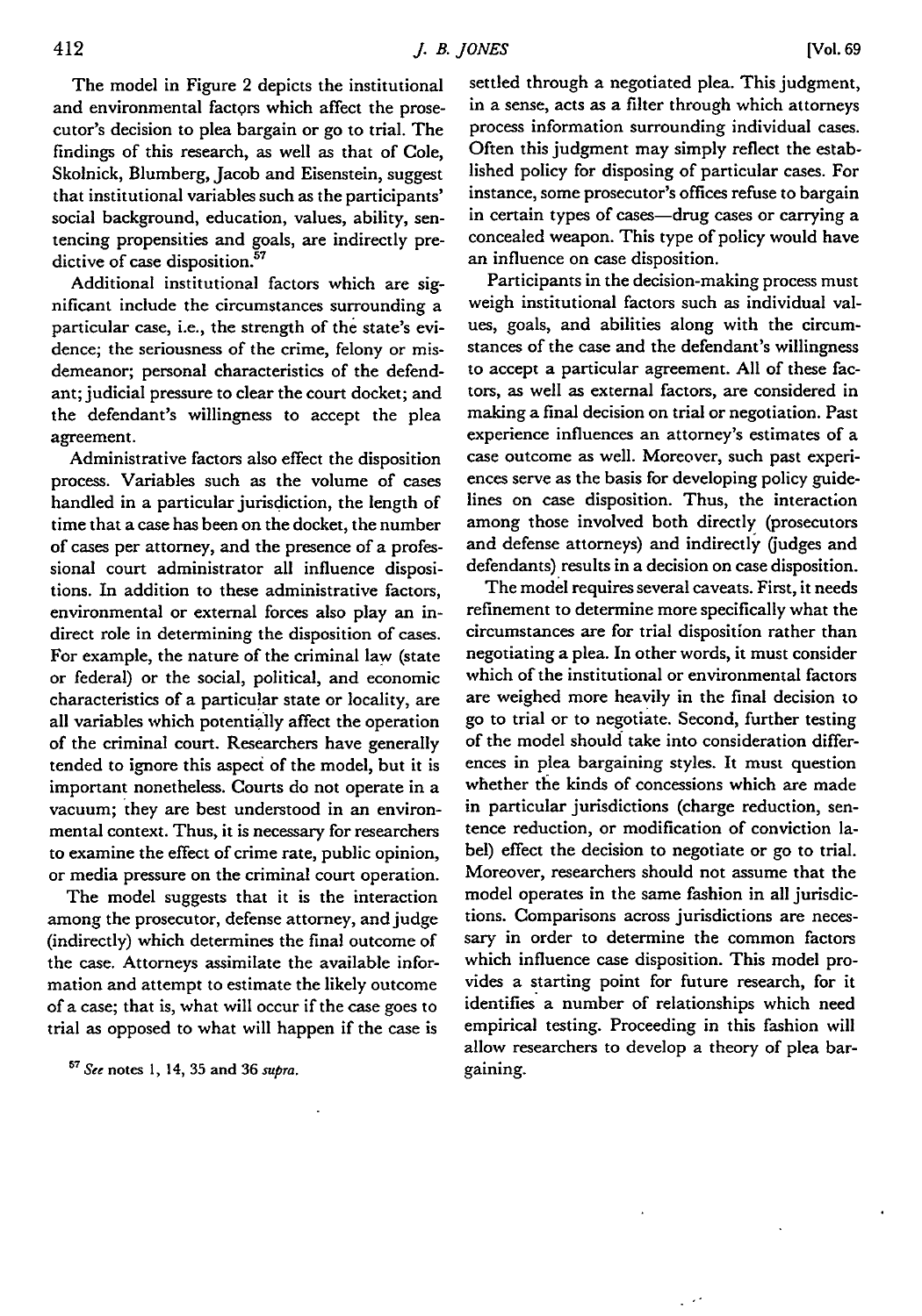The model in Figure 2 depicts the institutional and environmental factors which affect the prosecutor's decision to plea bargain or go to trial. The findings of this research, as well as that of Cole, Skolnick, Blumberg, Jacob and Eisenstein, suggest that institutional variables such as the participants' social background, education, values, ability, sentencing propensities and goals, are indirectly predictive of case disposition.[57]

Additional institutional factors which are significant include the circumstances surrounding a particular case, i.e., the strength of the state's evidence; the seriousness of the crime, felony or misdemeanor; personal characteristics of the defendant; judicial pressure to clear the court docket; and the defendant's willingness to accept the plea agreement.

Administrative factors also effect the disposition process. Variables such as the volume of cases handled in a particular jurisdiction, the length of time that a case has been on the docket, the number of cases per attorney, and the presence of a professional court administrator all influence dispositions. In addition to these administrative factors, environmental or external forces also play an indirect role in determining the disposition of cases. For example, the nature of the criminal law (state or federal) or the social, political, and economic characteristics of a particular state or locality, are all variables which potentially affect the operation of the criminal court. Researchers have generally tended to ignore this aspect of the model, but it is important nonetheless. Courts do not operate in a vacuum; they are best understood in an environmental context. Thus, it is necessary for researchers to examine the effect of crime rate, public opinion, or media pressure on the criminal court operation.

The model suggests that it is the interaction among the prosecutor, defense attorney, and judge (indirectly) which determines the final outcome of the case. Attorneys assimilate the available information and attempt to estimate the likely outcome of a case; that is, what will occur if the case goes to trial as opposed to what will happen if the case is settled through a negotiated plea. This judgment, in a sense, acts as a filter through which attorneys process information surrounding individual cases. Often this judgment may simply reflect the established policy for disposing of particular cases. For instance, some prosecutor's offices refuse to bargain in certain types of cases—drug cases or carrying a concealed weapon. This type of policy would have an influence on case disposition.

Participants in the decision-making process must weigh institutional factors such as individual values, goals, and abilities along with the circumstances of the case and the defendant's willingness to accept a particular agreement. All of these factors, as well as external factors, are considered in making a final decision on trial or negotiation. Past experience influences an attorney's estimates of a case outcome as well. Moreover, such past experiences serve as the basis for developing policy guidelines on case disposition. Thus, the interaction among those involved both directly (prosecutors and defense attorneys) and indirectly (judges and defendants) results in a decision on case disposition.

The model requires several caveats. First, it needs refinement to determine more specifically what the circumstances are for trial disposition rather than negotiating a plea. In other words, it must consider which of the institutional or environmental factors are weighed more heavily in the final decision to go to trial or to negotiate. Second, further testing of the model should take into consideration differences in plea bargaining styles. It must question whether the kinds of concessions which are made in particular jurisdictions (charge reduction, sentence reduction, or modification of conviction label) effect the decision to negotiate or go to trial. Moreover, researchers should not assume that the model operates in the same fashion in all jurisdictions. Comparisons across jurisdictions are necessary in order to determine the common factors which influence case disposition. This model provides a starting point for future research, for it identifies a number of relationships which need empirical testing. Proceeding in this fashion will allow researchers to develop a theory of plea bargaining.

[57] *See* notes 1, 14, 35 and 36 *supra*.